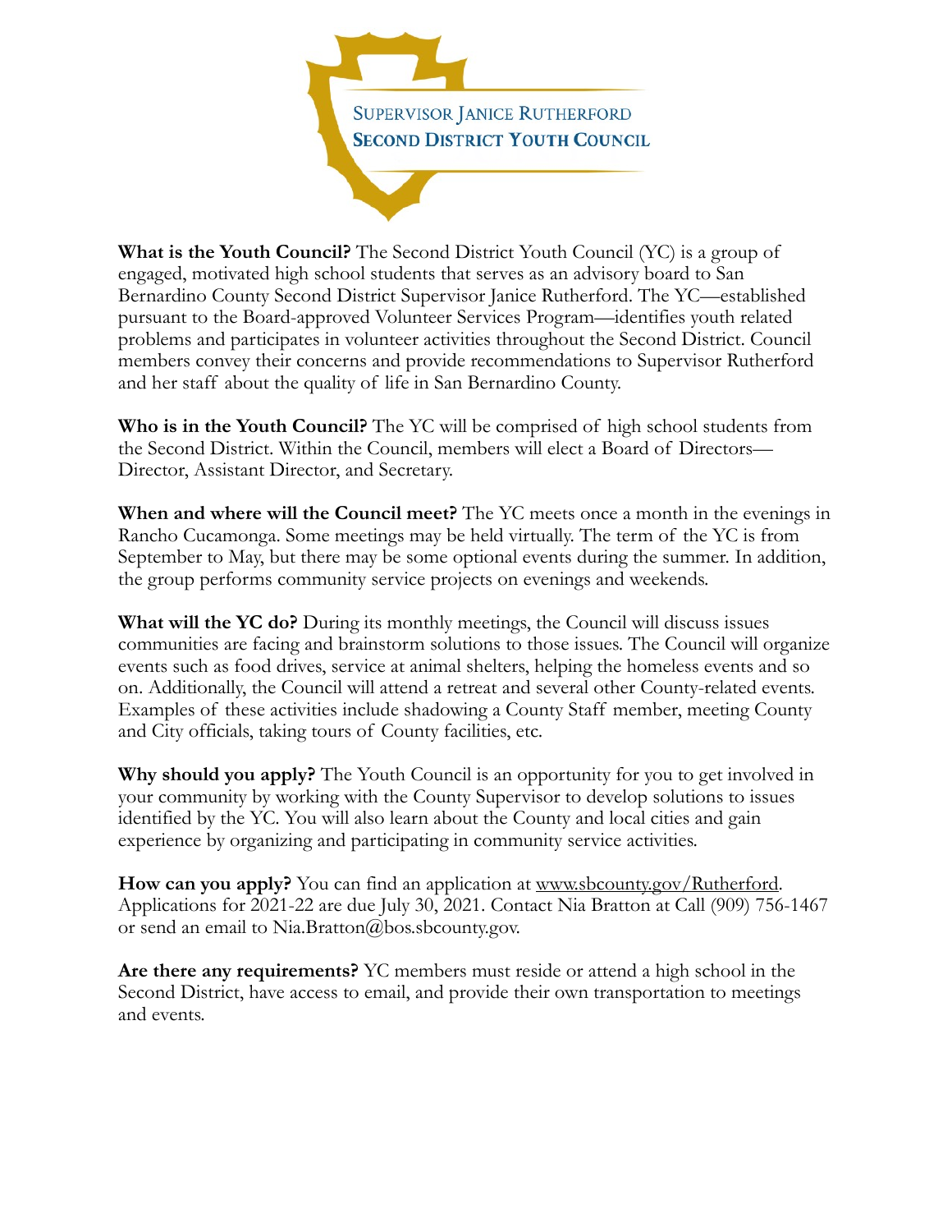# Supervisor Janice Rutherford
## Second District Youth Council

**What is the Youth Council?** The Second District Youth Council (YC) is a group of engaged, motivated high school students that serves as an advisory board to San Bernardino County Second District Supervisor Janice Rutherford. The YC—established pursuant to the Board-approved Volunteer Services Program—identifies youth related problems and participates in volunteer activities throughout the Second District. Council members convey their concerns and provide recommendations to Supervisor Rutherford and her staff about the quality of life in San Bernardino County.

**Who is in the Youth Council?** The YC will be comprised of high school students from the Second District. Within the Council, members will elect a Board of Directors—Director, Assistant Director, and Secretary.

**When and where will the Council meet?** The YC meets once a month in the evenings in Rancho Cucamonga. Some meetings may be held virtually. The term of the YC is from September to May, but there may be some optional events during the summer. In addition, the group performs community service projects on evenings and weekends.

**What will the YC do?** During its monthly meetings, the Council will discuss issues communities are facing and brainstorm solutions to those issues. The Council will organize events such as food drives, service at animal shelters, helping the homeless events and so on. Additionally, the Council will attend a retreat and several other County-related events. Examples of these activities include shadowing a County Staff member, meeting County and City officials, taking tours of County facilities, etc.

**Why should you apply?** The Youth Council is an opportunity for you to get involved in your community by working with the County Supervisor to develop solutions to issues identified by the YC. You will also learn about the County and local cities and gain experience by organizing and participating in community service activities.

**How can you apply?** You can find an application at www.sbcounty.gov/Rutherford. Applications for 2021-22 are due July 30, 2021. Contact Nia Bratton at Call (909) 756-1467 or send an email to Nia.Bratton@bos.sbcounty.gov.

**Are there any requirements?** YC members must reside or attend a high school in the Second District, have access to email, and provide their own transportation to meetings and events.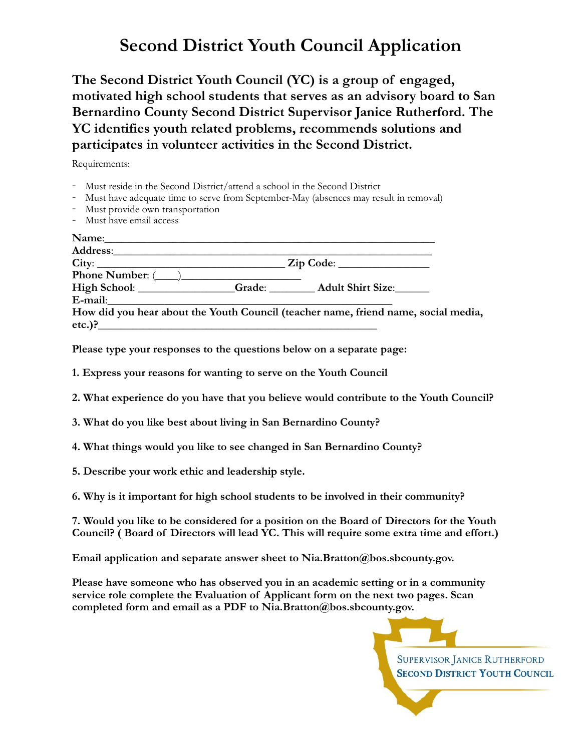# Second District Youth Council Application

**The Second District Youth Council (YC) is a group of engaged, motivated high school students that serves as an advisory board to San Bernardino County Second District Supervisor Janice Rutherford. The YC identifies youth related problems, recommends solutions and participates in volunteer activities in the Second District.**

Requirements:

- Must reside in the Second District/attend a school in the Second District
- Must have adequate time to serve from September-May (absences may result in removal)
- Must provide own transportation
- Must have email access

**Name**:_______________________________________________________

**Address**:_____________________________________________________

**City**: ________________________________ **Zip Code**: _______________

**Phone Number**: (____)____________________

**High School**: ________________**Grade**: ________ **Adult Shirt Size**:______

**E-mail**:______________________________________________

**How did you hear about the Youth Council (teacher name, friend name, social media, etc.)?**_____________________________________________

**Please type your responses to the questions below on a separate page:**

**1. Express your reasons for wanting to serve on the Youth Council**

**2. What experience do you have that you believe would contribute to the Youth Council?**

**3. What do you like best about living in San Bernardino County?**

**4. What things would you like to see changed in San Bernardino County?**

**5. Describe your work ethic and leadership style.**

**6. Why is it important for high school students to be involved in their community?**

**7. Would you like to be considered for a position on the Board of Directors for the Youth Council? ( Board of Directors will lead YC. This will require some extra time and effort.)**

**Email application and separate answer sheet to Nia.Bratton@bos.sbcounty.gov.**

**Please have someone who has observed you in an academic setting or in a community service role complete the Evaluation of Applicant form on the next two pages. Scan completed form and email as a PDF to Nia.Bratton@bos.sbcounty.gov.**

Supervisor Janice Rutherford
**Second District Youth Council**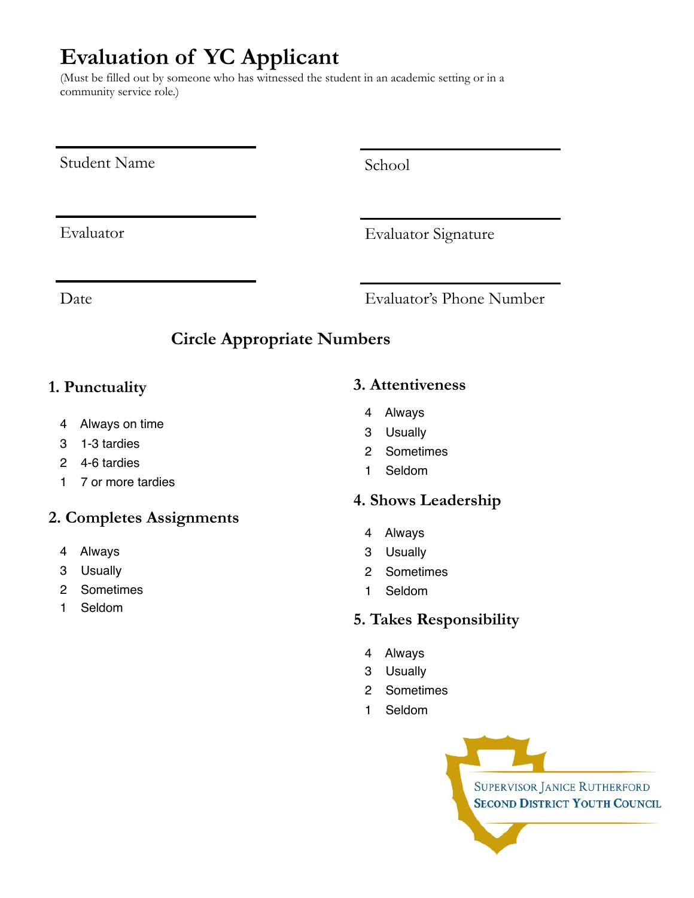# Evaluation of YC Applicant

(Must be filled out by someone who has witnessed the student in an academic setting or in a community service role.)

Student Name

School

Evaluator

Evaluator Signature

Date

Evaluator's Phone Number

## Circle Appropriate Numbers

### 1. Punctuality

- 4 Always on time
- 3 1-3 tardies
- 2 4-6 tardies
- 1 7 or more tardies

### 2. Completes Assignments

- 4 Always
- 3 Usually
- 2 Sometimes
- 1 Seldom

### 3. Attentiveness

- 4 Always
- 3 Usually
- 2 Sometimes
- 1 Seldom

### 4. Shows Leadership

- 4 Always
- 3 Usually
- 2 Sometimes
- 1 Seldom

### 5. Takes Responsibility

- 4 Always
- 3 Usually
- 2 Sometimes
- 1 Seldom

Supervisor Janice Rutherford
**Second District Youth Council**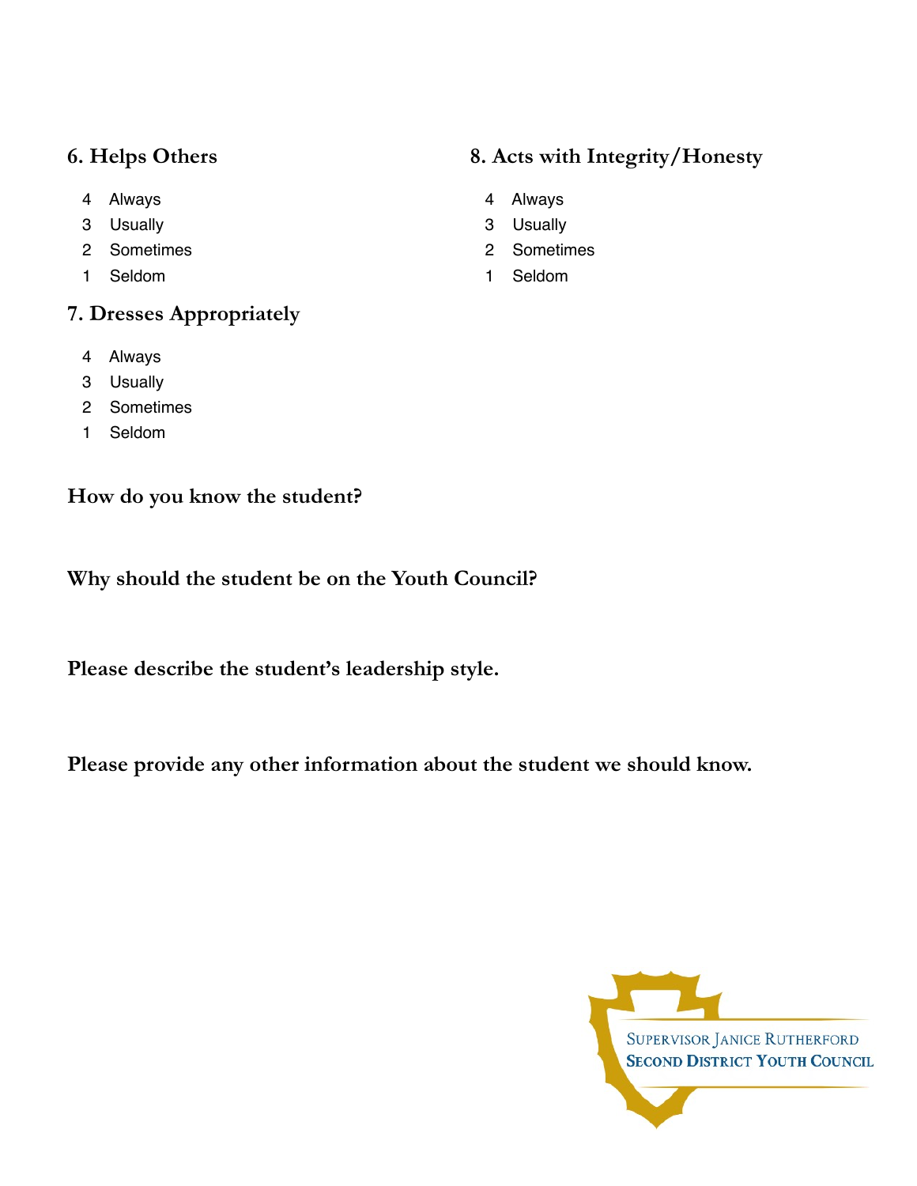### 6. Helps Others

4 Always
3 Usually
2 Sometimes
1 Seldom

### 7. Dresses Appropriately

4 Always
3 Usually
2 Sometimes
1 Seldom

### 8. Acts with Integrity/Honesty

4 Always
3 Usually
2 Sometimes
1 Seldom

**How do you know the student?**

**Why should the student be on the Youth Council?**

**Please describe the student's leadership style.**

**Please provide any other information about the student we should know.**

Supervisor Janice Rutherford
Second District Youth Council